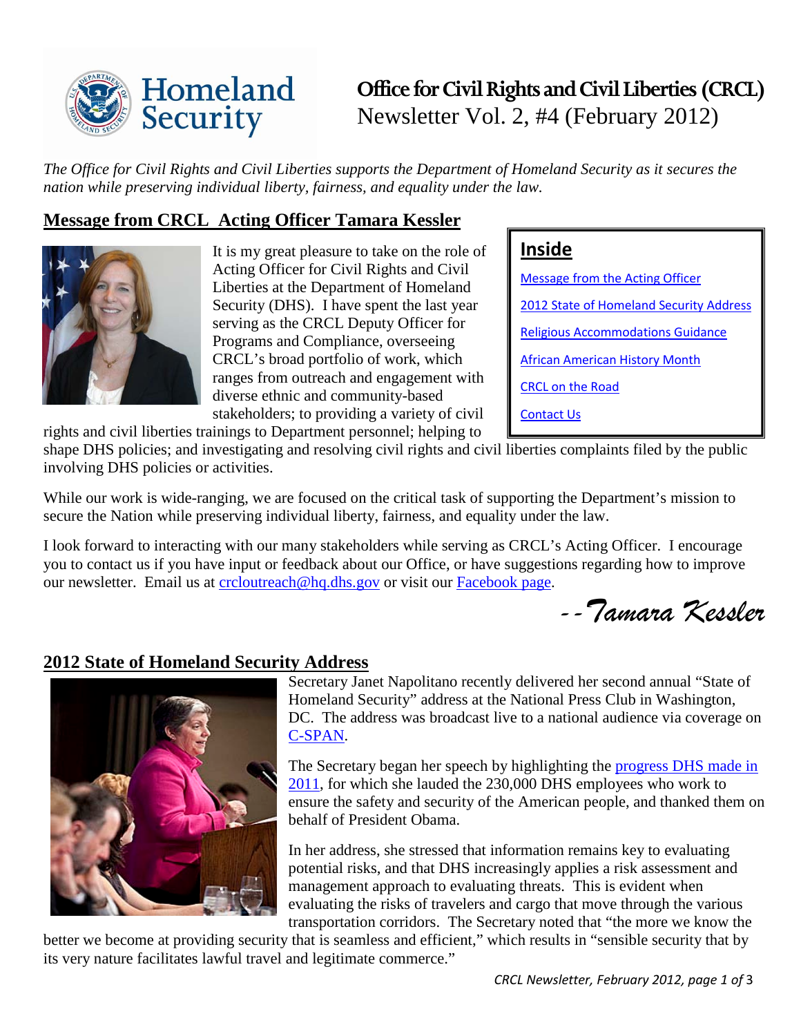# Office for Civil Rights and Civil Liberties (CRCL)

Newsletter Vol. 2, #4 (February 2012)

*The Office for Civil Rights and Civil Liberties supports the Department of Homeland Security as it secures the nation while preserving individual liberty, fairness, and equality under the law.*

**Inside**

- Message from the Acting Officer
- 2012 State of Homeland Security Address
- Religious Accommodations Guidance
- African American History Month
- CRCL on the Road
- Contact Us

## Message from CRCL Acting Officer Tamara Kessler

It is my great pleasure to take on the role of Acting Officer for Civil Rights and Civil Liberties at the Department of Homeland Security (DHS). I have spent the last year serving as the CRCL Deputy Officer for Programs and Compliance, overseeing CRCL's broad portfolio of work, which ranges from outreach and engagement with diverse ethnic and community-based stakeholders; to providing a variety of civil rights and civil liberties trainings to Department personnel; helping to shape DHS policies; and investigating and resolving civil rights and civil liberties complaints filed by the public involving DHS policies or activities.

While our work is wide-ranging, we are focused on the critical task of supporting the Department's mission to secure the Nation while preserving individual liberty, fairness, and equality under the law.

I look forward to interacting with our many stakeholders while serving as CRCL's Acting Officer. I encourage you to contact us if you have input or feedback about our Office, or have suggestions regarding how to improve our newsletter. Email us at crcloutreach@hq.dhs.gov or visit our Facebook page.

*--Tamara Kessler*

## 2012 State of Homeland Security Address

Secretary Janet Napolitano recently delivered her second annual "State of Homeland Security" address at the National Press Club in Washington, DC. The address was broadcast live to a national audience via coverage on C-SPAN.

The Secretary began her speech by highlighting the progress DHS made in 2011, for which she lauded the 230,000 DHS employees who work to ensure the safety and security of the American people, and thanked them on behalf of President Obama.

In her address, she stressed that information remains key to evaluating potential risks, and that DHS increasingly applies a risk assessment and management approach to evaluating threats. This is evident when evaluating the risks of travelers and cargo that move through the various transportation corridors. The Secretary noted that "the more we know the better we become at providing security that is seamless and efficient," which results in "sensible security that by its very nature facilitates lawful travel and legitimate commerce."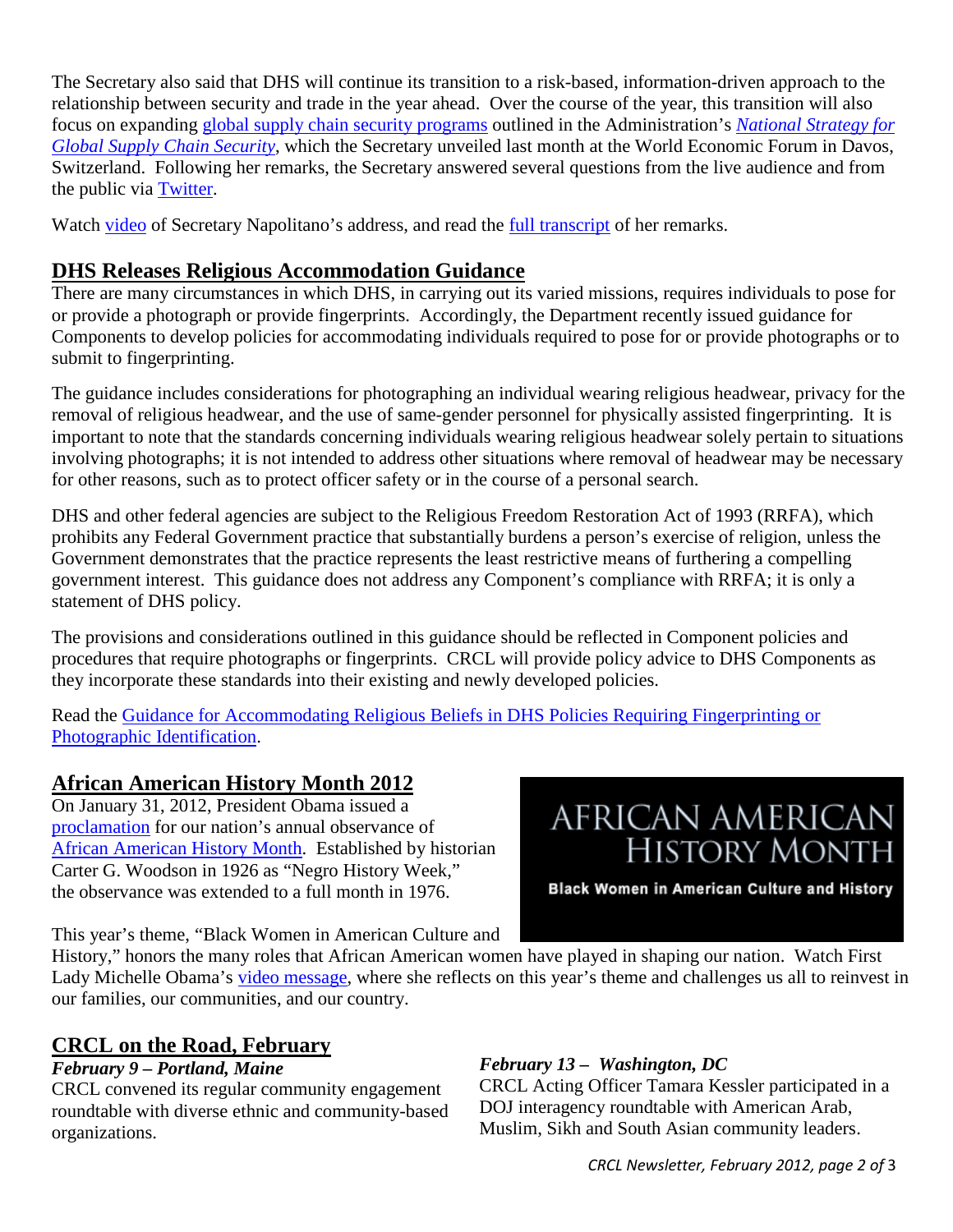The Secretary also said that DHS will continue its transition to a risk-based, information-driven approach to the relationship between security and trade in the year ahead. Over the course of the year, this transition will also focus on expanding global supply chain security programs outlined in the Administration's *National Strategy for Global Supply Chain Security*, which the Secretary unveiled last month at the World Economic Forum in Davos, Switzerland. Following her remarks, the Secretary answered several questions from the live audience and from the public via Twitter.

Watch video of Secretary Napolitano's address, and read the full transcript of her remarks.

## DHS Releases Religious Accommodation Guidance

There are many circumstances in which DHS, in carrying out its varied missions, requires individuals to pose for or provide a photograph or provide fingerprints. Accordingly, the Department recently issued guidance for Components to develop policies for accommodating individuals required to pose for or provide photographs or to submit to fingerprinting.

The guidance includes considerations for photographing an individual wearing religious headwear, privacy for the removal of religious headwear, and the use of same-gender personnel for physically assisted fingerprinting. It is important to note that the standards concerning individuals wearing religious headwear solely pertain to situations involving photographs; it is not intended to address other situations where removal of headwear may be necessary for other reasons, such as to protect officer safety or in the course of a personal search.

DHS and other federal agencies are subject to the Religious Freedom Restoration Act of 1993 (RRFA), which prohibits any Federal Government practice that substantially burdens a person's exercise of religion, unless the Government demonstrates that the practice represents the least restrictive means of furthering a compelling government interest. This guidance does not address any Component's compliance with RRFA; it is only a statement of DHS policy.

The provisions and considerations outlined in this guidance should be reflected in Component policies and procedures that require photographs or fingerprints. CRCL will provide policy advice to DHS Components as they incorporate these standards into their existing and newly developed policies.

Read the Guidance for Accommodating Religious Beliefs in DHS Policies Requiring Fingerprinting or Photographic Identification.

## African American History Month 2012

On January 31, 2012, President Obama issued a proclamation for our nation's annual observance of African American History Month. Established by historian Carter G. Woodson in 1926 as "Negro History Week," the observance was extended to a full month in 1976.

AFRICAN AMERICAN HISTORY MONTH

Black Women in American Culture and History

This year's theme, "Black Women in American Culture and History," honors the many roles that African American women have played in shaping our nation. Watch First Lady Michelle Obama's video message, where she reflects on this year's theme and challenges us all to reinvest in our families, our communities, and our country.

## CRCL on the Road, February

***February 9 – Portland, Maine***

CRCL convened its regular community engagement roundtable with diverse ethnic and community-based organizations.

***February 13 – Washington, DC***

CRCL Acting Officer Tamara Kessler participated in a DOJ interagency roundtable with American Arab, Muslim, Sikh and South Asian community leaders.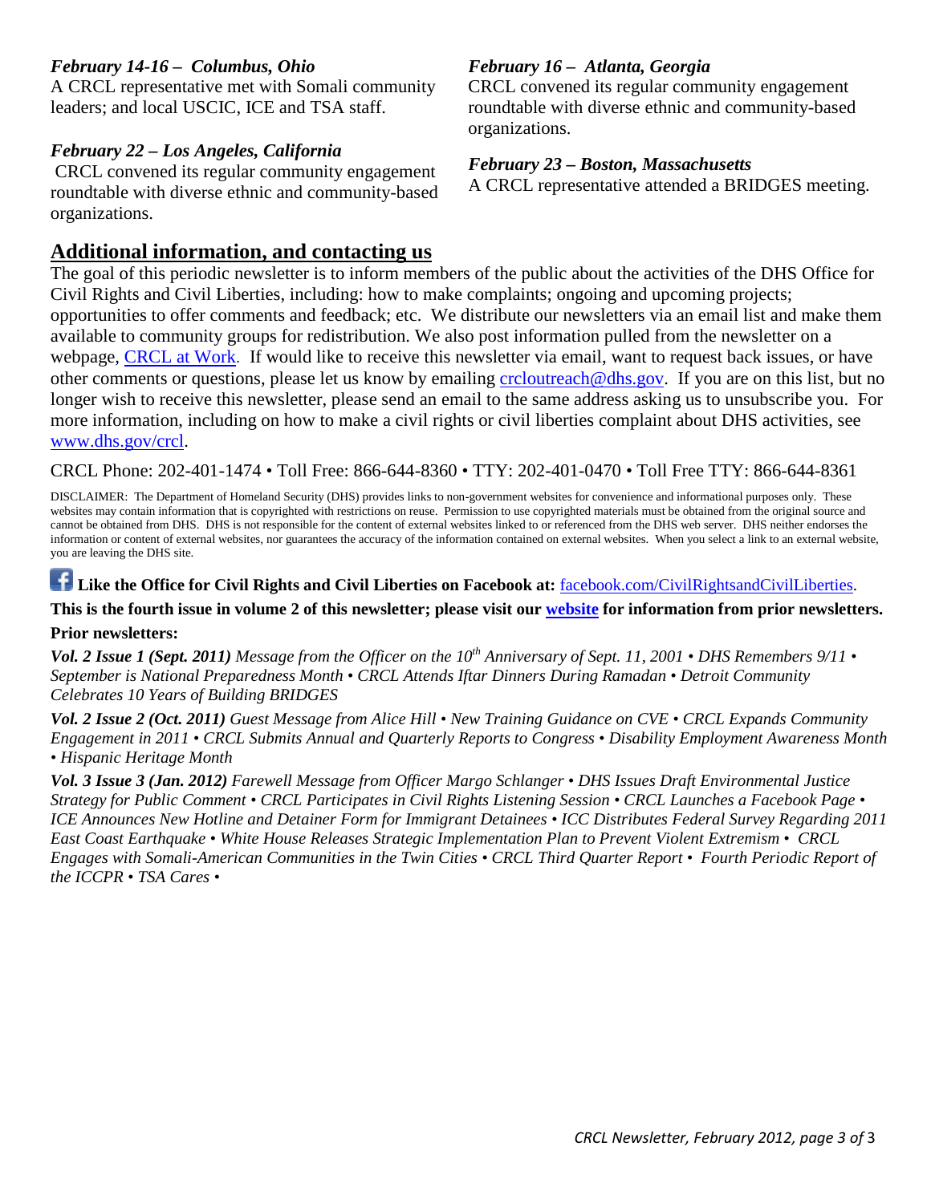***February 14-16 – Columbus, Ohio***
A CRCL representative met with Somali community leaders; and local USCIC, ICE and TSA staff.

***February 22 – Los Angeles, California***
CRCL convened its regular community engagement roundtable with diverse ethnic and community-based organizations.

***February 16 – Atlanta, Georgia***
CRCL convened its regular community engagement roundtable with diverse ethnic and community-based organizations.

***February 23 – Boston, Massachusetts***
A CRCL representative attended a BRIDGES meeting.

## Additional information, and contacting us

The goal of this periodic newsletter is to inform members of the public about the activities of the DHS Office for Civil Rights and Civil Liberties, including: how to make complaints; ongoing and upcoming projects; opportunities to offer comments and feedback; etc. We distribute our newsletters via an email list and make them available to community groups for redistribution. We also post information pulled from the newsletter on a webpage, CRCL at Work. If would like to receive this newsletter via email, want to request back issues, or have other comments or questions, please let us know by emailing crcloutreach@dhs.gov. If you are on this list, but no longer wish to receive this newsletter, please send an email to the same address asking us to unsubscribe you. For more information, including on how to make a civil rights or civil liberties complaint about DHS activities, see www.dhs.gov/crcl.

CRCL Phone: 202-401-1474 • Toll Free: 866-644-8360 • TTY: 202-401-0470 • Toll Free TTY: 866-644-8361

DISCLAIMER: The Department of Homeland Security (DHS) provides links to non-government websites for convenience and informational purposes only. These websites may contain information that is copyrighted with restrictions on reuse. Permission to use copyrighted materials must be obtained from the original source and cannot be obtained from DHS. DHS is not responsible for the content of external websites linked to or referenced from the DHS web server. DHS neither endorses the information or content of external websites, nor guarantees the accuracy of the information contained on external websites. When you select a link to an external website, you are leaving the DHS site.

**Like the Office for Civil Rights and Civil Liberties on Facebook at:** facebook.com/CivilRightsandCivilLiberties.

**This is the fourth issue in volume 2 of this newsletter; please visit our website for information from prior newsletters.**

**Prior newsletters:**

***Vol. 2 Issue 1 (Sept. 2011)*** *Message from the Officer on the 10th Anniversary of Sept. 11, 2001 • DHS Remembers 9/11 • September is National Preparedness Month • CRCL Attends Iftar Dinners During Ramadan • Detroit Community Celebrates 10 Years of Building BRIDGES*

***Vol. 2 Issue 2 (Oct. 2011)*** *Guest Message from Alice Hill • New Training Guidance on CVE • CRCL Expands Community Engagement in 2011 • CRCL Submits Annual and Quarterly Reports to Congress • Disability Employment Awareness Month • Hispanic Heritage Month*

***Vol. 3 Issue 3 (Jan. 2012)*** *Farewell Message from Officer Margo Schlanger • DHS Issues Draft Environmental Justice Strategy for Public Comment • CRCL Participates in Civil Rights Listening Session • CRCL Launches a Facebook Page • ICE Announces New Hotline and Detainer Form for Immigrant Detainees • ICC Distributes Federal Survey Regarding 2011 East Coast Earthquake • White House Releases Strategic Implementation Plan to Prevent Violent Extremism • CRCL Engages with Somali-American Communities in the Twin Cities • CRCL Third Quarter Report • Fourth Periodic Report of the ICCPR • TSA Cares •*